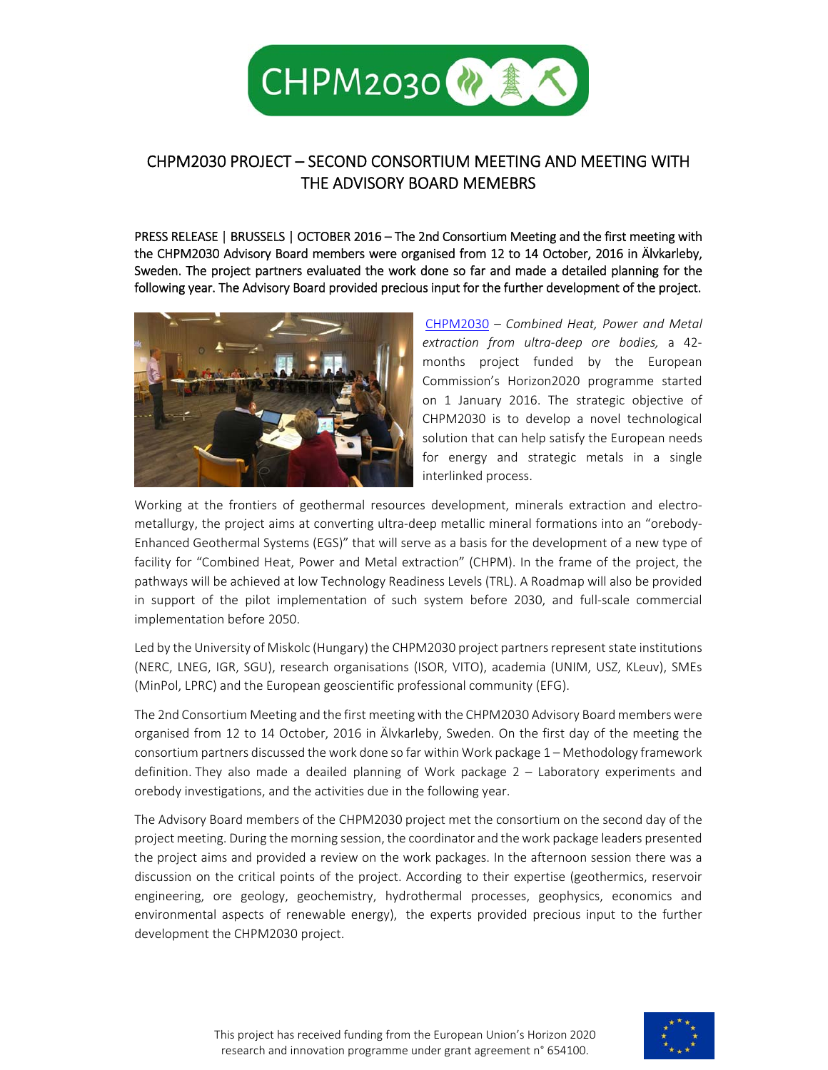# CHPM2030 PROJECT – SECOND CONSORTIUM MEETING AND MEETING WITH THE ADVISORY BOARD MEMEBRS

PRESS RELEASE | BRUSSELS | OCTOBER 2016 – The 2nd Consortium Meeting and the first meeting with the CHPM2030 Advisory Board members were organised from 12 to 14 October, 2016 in Älvkarleby, Sweden. The project partners evaluated the work done so far and made a detailed planning for the following year. The Advisory Board provided precious input for the further development of the project.

CHPM2030 – *Combined Heat, Power and Metal extraction from ultra-deep ore bodies,* a 42-months project funded by the European Commission's Horizon2020 programme started on 1 January 2016. The strategic objective of CHPM2030 is to develop a novel technological solution that can help satisfy the European needs for energy and strategic metals in a single interlinked process.

Working at the frontiers of geothermal resources development, minerals extraction and electro-metallurgy, the project aims at converting ultra-deep metallic mineral formations into an "orebody-Enhanced Geothermal Systems (EGS)" that will serve as a basis for the development of a new type of facility for "Combined Heat, Power and Metal extraction" (CHPM). In the frame of the project, the pathways will be achieved at low Technology Readiness Levels (TRL). A Roadmap will also be provided in support of the pilot implementation of such system before 2030, and full-scale commercial implementation before 2050.

Led by the University of Miskolc (Hungary) the CHPM2030 project partners represent state institutions (NERC, LNEG, IGR, SGU), research organisations (ISOR, VITO), academia (UNIM, USZ, KLeuv), SMEs (MinPol, LPRC) and the European geoscientific professional community (EFG).

The 2nd Consortium Meeting and the first meeting with the CHPM2030 Advisory Board members were organised from 12 to 14 October, 2016 in Älvkarleby, Sweden. On the first day of the meeting the consortium partners discussed the work done so far within Work package 1 – Methodology framework definition. They also made a deailed planning of Work package 2 – Laboratory experiments and orebody investigations, and the activities due in the following year.

The Advisory Board members of the CHPM2030 project met the consortium on the second day of the project meeting. During the morning session, the coordinator and the work package leaders presented the project aims and provided a review on the work packages. In the afternoon session there was a discussion on the critical points of the project. According to their expertise (geothermics, reservoir engineering, ore geology, geochemistry, hydrothermal processes, geophysics, economics and environmental aspects of renewable energy), the experts provided precious input to the further development the CHPM2030 project.

This project has received funding from the European Union's Horizon 2020 research and innovation programme under grant agreement n° 654100.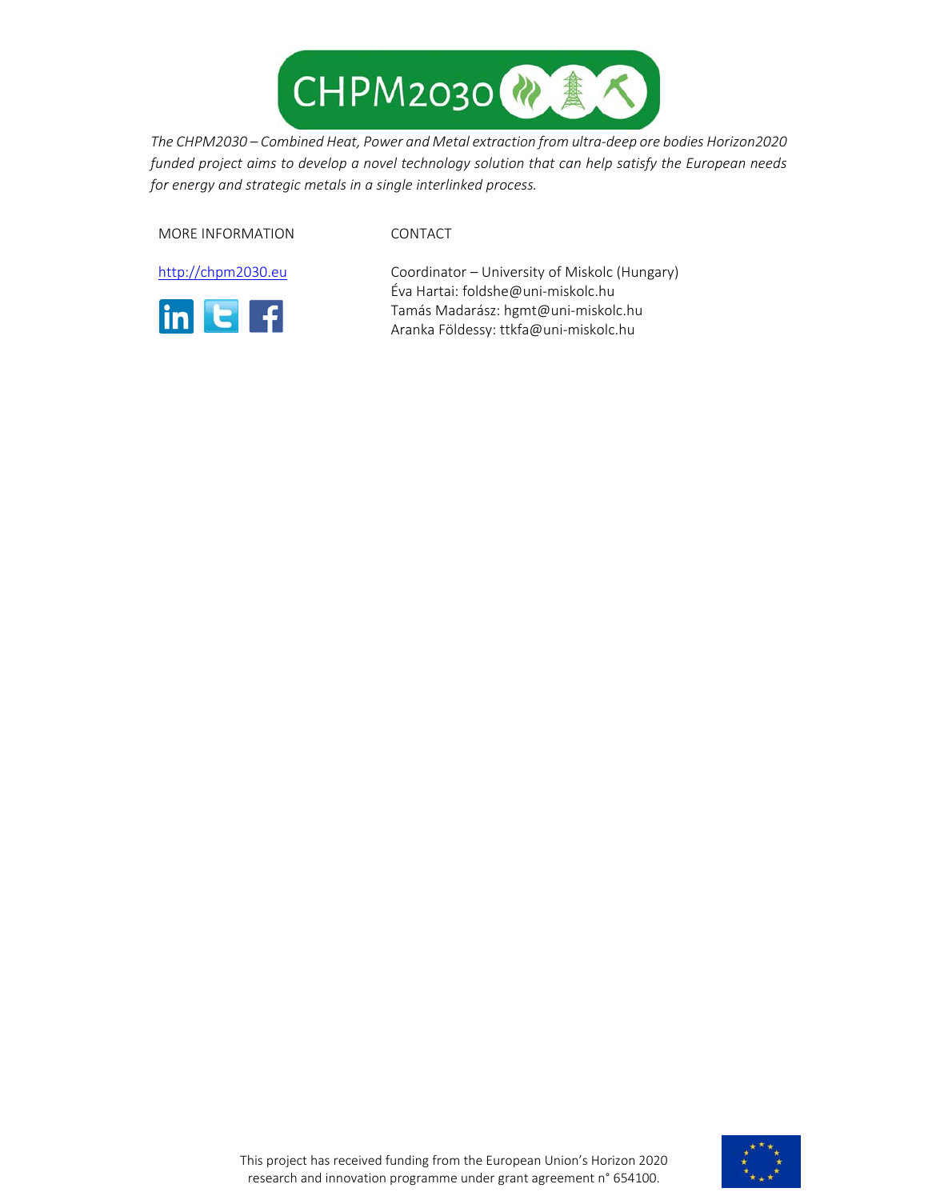*The CHPM2030 – Combined Heat, Power and Metal extraction from ultra-deep ore bodies Horizon2020 funded project aims to develop a novel technology solution that can help satisfy the European needs for energy and strategic metals in a single interlinked process.*

MORE INFORMATION

[http://chpm2030.eu](http://chpm2030.eu)

CONTACT

Coordinator – University of Miskolc (Hungary)
Éva Hartai: foldshe@uni-miskolc.hu
Tamás Madarász: hgmt@uni-miskolc.hu
Aranka Földessy: ttkfa@uni-miskolc.hu

This project has received funding from the European Union's Horizon 2020 research and innovation programme under grant agreement n° 654100.